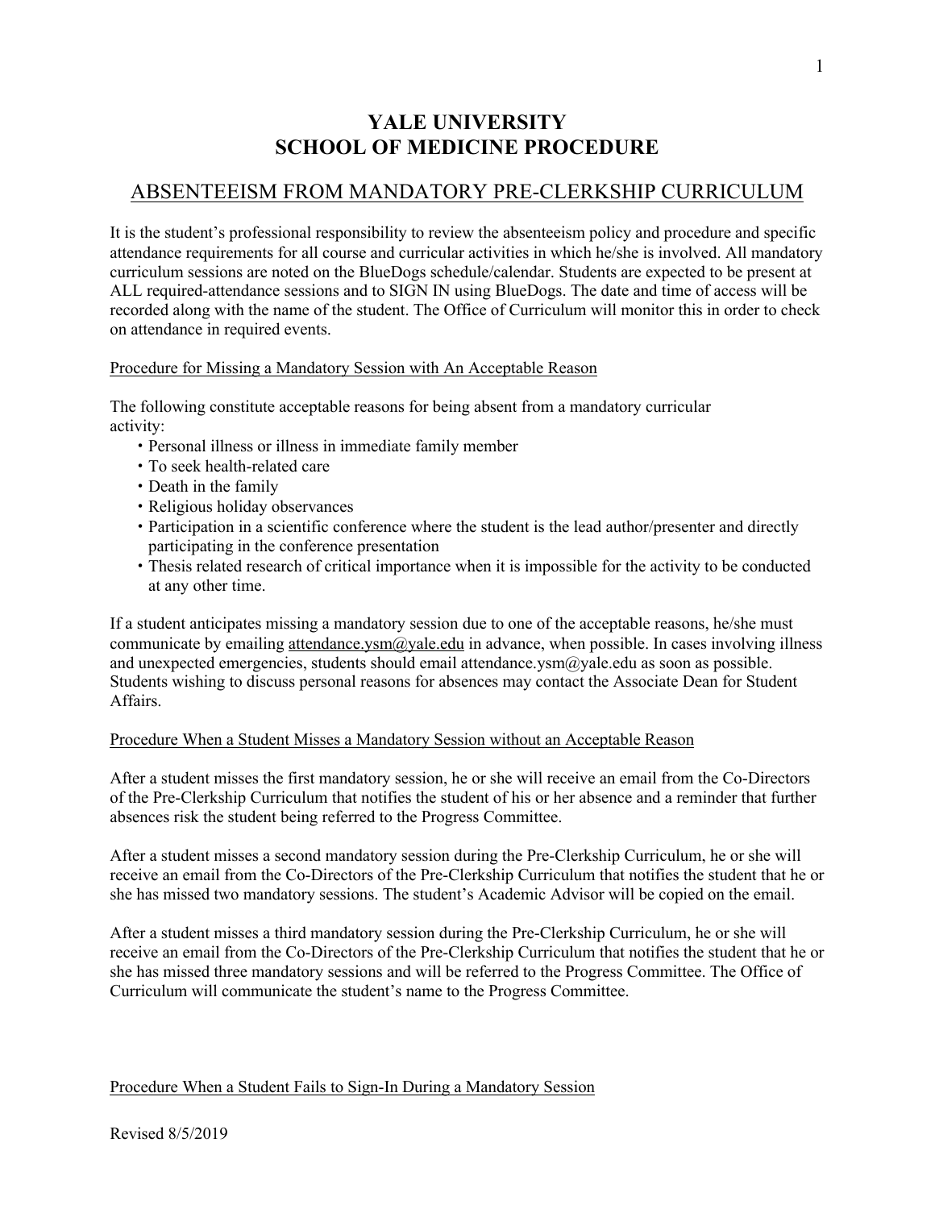# YALE UNIVERSITY
# SCHOOL OF MEDICINE PROCEDURE

## ABSENTEEISM FROM MANDATORY PRE-CLERKSHIP CURRICULUM

It is the student's professional responsibility to review the absenteeism policy and procedure and specific attendance requirements for all course and curricular activities in which he/she is involved. All mandatory curriculum sessions are noted on the BlueDogs schedule/calendar. Students are expected to be present at ALL required-attendance sessions and to SIGN IN using BlueDogs. The date and time of access will be recorded along with the name of the student. The Office of Curriculum will monitor this in order to check on attendance in required events.

### Procedure for Missing a Mandatory Session with An Acceptable Reason

The following constitute acceptable reasons for being absent from a mandatory curricular activity:

- Personal illness or illness in immediate family member
- To seek health-related care
- Death in the family
- Religious holiday observances
- Participation in a scientific conference where the student is the lead author/presenter and directly participating in the conference presentation
- Thesis related research of critical importance when it is impossible for the activity to be conducted at any other time.

If a student anticipates missing a mandatory session due to one of the acceptable reasons, he/she must communicate by emailing attendance.ysm@yale.edu in advance, when possible. In cases involving illness and unexpected emergencies, students should email attendance.ysm@yale.edu as soon as possible. Students wishing to discuss personal reasons for absences may contact the Associate Dean for Student Affairs.

### Procedure When a Student Misses a Mandatory Session without an Acceptable Reason

After a student misses the first mandatory session, he or she will receive an email from the Co-Directors of the Pre-Clerkship Curriculum that notifies the student of his or her absence and a reminder that further absences risk the student being referred to the Progress Committee.

After a student misses a second mandatory session during the Pre-Clerkship Curriculum, he or she will receive an email from the Co-Directors of the Pre-Clerkship Curriculum that notifies the student that he or she has missed two mandatory sessions. The student's Academic Advisor will be copied on the email.

After a student misses a third mandatory session during the Pre-Clerkship Curriculum, he or she will receive an email from the Co-Directors of the Pre-Clerkship Curriculum that notifies the student that he or she has missed three mandatory sessions and will be referred to the Progress Committee. The Office of Curriculum will communicate the student's name to the Progress Committee.

### Procedure When a Student Fails to Sign-In During a Mandatory Session

Revised 8/5/2019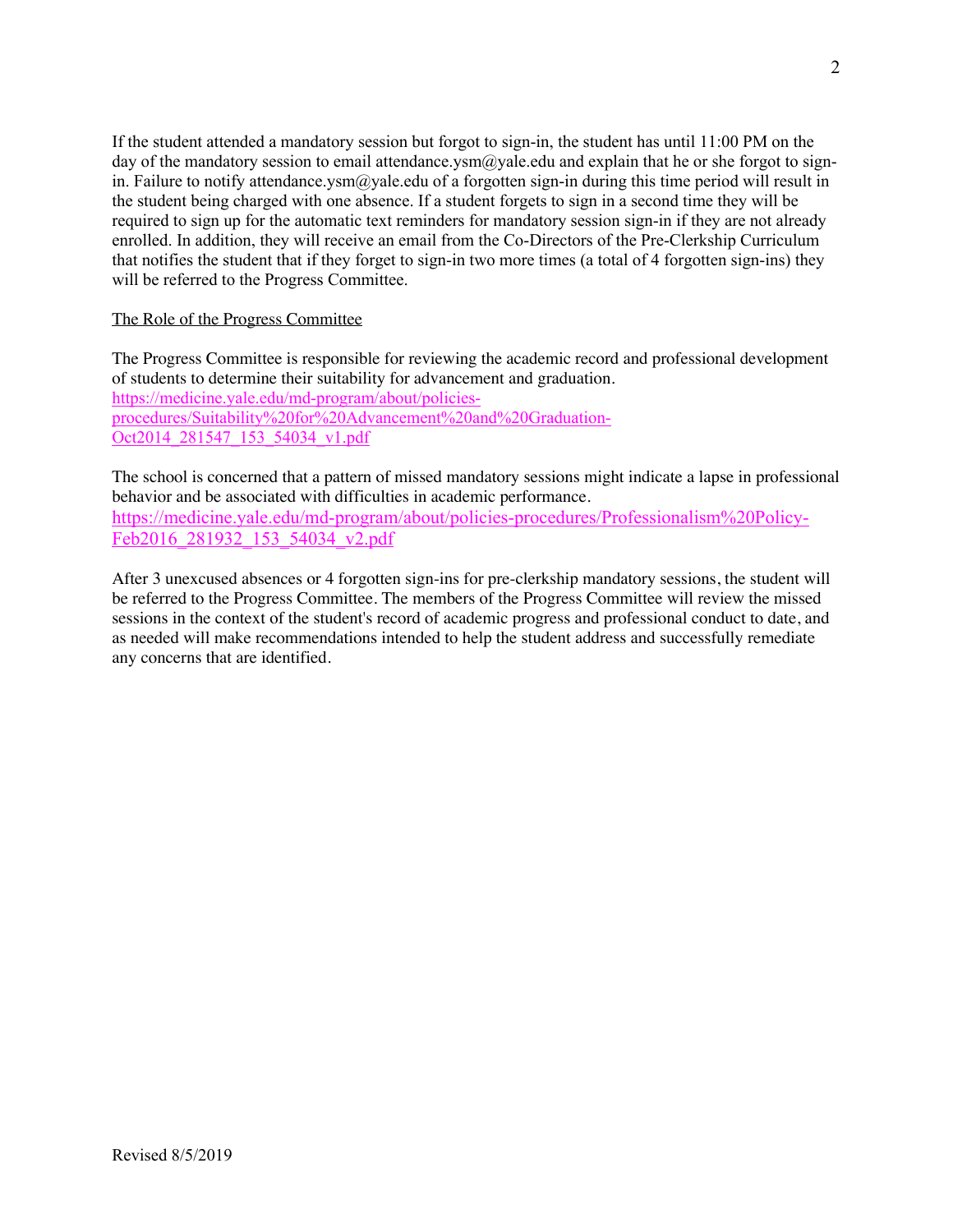If the student attended a mandatory session but forgot to sign-in, the student has until 11:00 PM on the day of the mandatory session to email attendance.ysm@yale.edu and explain that he or she forgot to sign-in. Failure to notify attendance.ysm@yale.edu of a forgotten sign-in during this time period will result in the student being charged with one absence. If a student forgets to sign in a second time they will be required to sign up for the automatic text reminders for mandatory session sign-in if they are not already enrolled. In addition, they will receive an email from the Co-Directors of the Pre-Clerkship Curriculum that notifies the student that if they forget to sign-in two more times (a total of 4 forgotten sign-ins) they will be referred to the Progress Committee.

<u>The Role of the Progress Committee</u>

The Progress Committee is responsible for reviewing the academic record and professional development of students to determine their suitability for advancement and graduation.
https://medicine.yale.edu/md-program/about/policies-procedures/Suitability%20for%20Advancement%20and%20Graduation-Oct2014_281547_153_54034_v1.pdf

The school is concerned that a pattern of missed mandatory sessions might indicate a lapse in professional behavior and be associated with difficulties in academic performance.
https://medicine.yale.edu/md-program/about/policies-procedures/Professionalism%20Policy-Feb2016_281932_153_54034_v2.pdf

After 3 unexcused absences or 4 forgotten sign-ins for pre-clerkship mandatory sessions, the student will be referred to the Progress Committee. The members of the Progress Committee will review the missed sessions in the context of the student's record of academic progress and professional conduct to date, and as needed will make recommendations intended to help the student address and successfully remediate any concerns that are identified.

Revised 8/5/2019